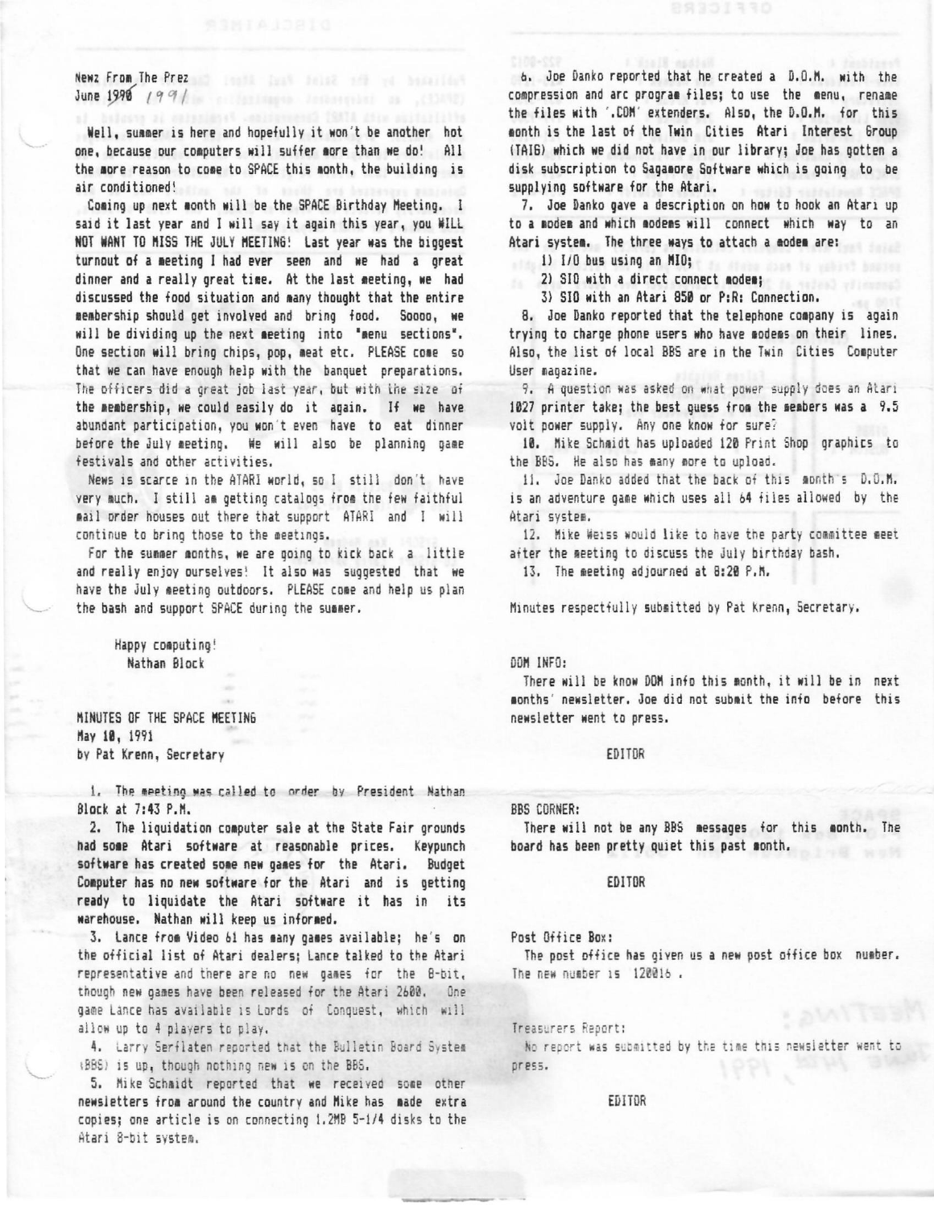Newz From The Prez
June 1990 1991

Well, summer is here and hopefully it won't be another hot one, because our computers will suffer more than we do! All the more reason to come to SPACE this month, the building is air conditioned!

Coming up next month will be the SPACE Birthday Meeting. I said it last year and I will say it again this year, you WILL NOT WANT TO MISS THE JULY MEETING! Last year was the biggest turnout of a meeting I had ever seen and we had a great dinner and a really great time. At the last meeting, we had discussed the food situation and many thought that the entire membership should get involved and bring food. Soooo, we will be dividing up the next meeting into "menu sections". One section will bring chips, pop, meat etc. PLEASE come so that we can have enough help with the banquet preparations. The officers did a great job last year, but with the size of the membership, we could easily do it again. If we have abundant participation, you won't even have to eat dinner before the July meeting. We will also be planning game festivals and other activities.

News is scarce in the ATARI world, so I still don't have very much. I still am getting catalogs from the few faithful mail order houses out there that support ATARI and I will continue to bring those to the meetings.

For the summer months, we are going to kick back a little and really enjoy ourselves! It also was suggested that we have the July meeting outdoors. PLEASE come and help us plan the bash and support SPACE during the summer.

Happy computing!
Nathan Block

MINUTES OF THE SPACE MEETING
May 10, 1991
by Pat Krenn, Secretary

1. The meeting was called to order by President Nathan Block at 7:43 P.M.
2. The liquidation computer sale at the State Fair grounds had some Atari software at reasonable prices. Keypunch software has created some new games for the Atari. Budget Computer has no new software for the Atari and is getting ready to liquidate the Atari software it has in its warehouse. Nathan will keep us informed.
3. Lance from Video 61 has many games available; he's on the official list of Atari dealers; Lance talked to the Atari representative and there are no new games for the 8-bit, though new games have been released for the Atari 2600. One game Lance has available is Lords of Conquest, which will allow up to 4 players to play.
4. Larry Serflaten reported that the Bulletin Board System (BBS) is up, though nothing new is on the BBS.
5. Mike Schmidt reported that we received some other newsletters from around the country and Mike has made extra copies; one article is on connecting 1.2MB 5-1/4 disks to the Atari 8-bit system.
6. Joe Danko reported that he created a D.O.M. with the compression and arc program files; to use the menu, rename the files with '.COM' extenders. Also, the D.O.M. for this month is the last of the Twin Cities Atari Interest Group (TAIG) which we did not have in our library; Joe has gotten a disk subscription to Sagamore Software which is going to be supplying software for the Atari.
7. Joe Danko gave a description on how to hook an Atari up to a modem and which modems will connect which way to an Atari system. The three ways to attach a modem are:
   1) I/O bus using an MIO;
   2) SIO with a direct connect modem;
   3) SIO with an Atari 850 or P:R: Connection.
8. Joe Danko reported that the telephone company is again trying to charge phone users who have modems on their lines. Also, the list of local BBS are in the Twin Cities Computer User magazine.
9. A question was asked on what power supply does an Atari 1027 printer take; the best guess from the members was a 9.5 volt power supply. Any one know for sure?
10. Mike Schmidt has uploaded 120 Print Shop graphics to the BBS. He also has many more to upload.
11. Joe Danko added that the back of this month's D.O.M. is an adventure game which uses all 64 files allowed by the Atari system.
12. Mike Weiss would like to have the party committee meet after the meeting to discuss the July birthday bash.
13. The meeting adjourned at 8:20 P.M.

Minutes respectfully submitted by Pat Krenn, Secretary.

DOM INFO:

There will be know DOM info this month, it will be in next months' newsletter. Joe did not submit the info before this newsletter went to press.

EDITOR

BBS CORNER:

There will not be any BBS messages for this month. The board has been pretty quiet this past month.

EDITOR

Post Office Box:

The post office has given us a new post office box number. The new number is 120016 .

Treasurers Report:

No report was submitted by the time this newsletter went to press.

EDITOR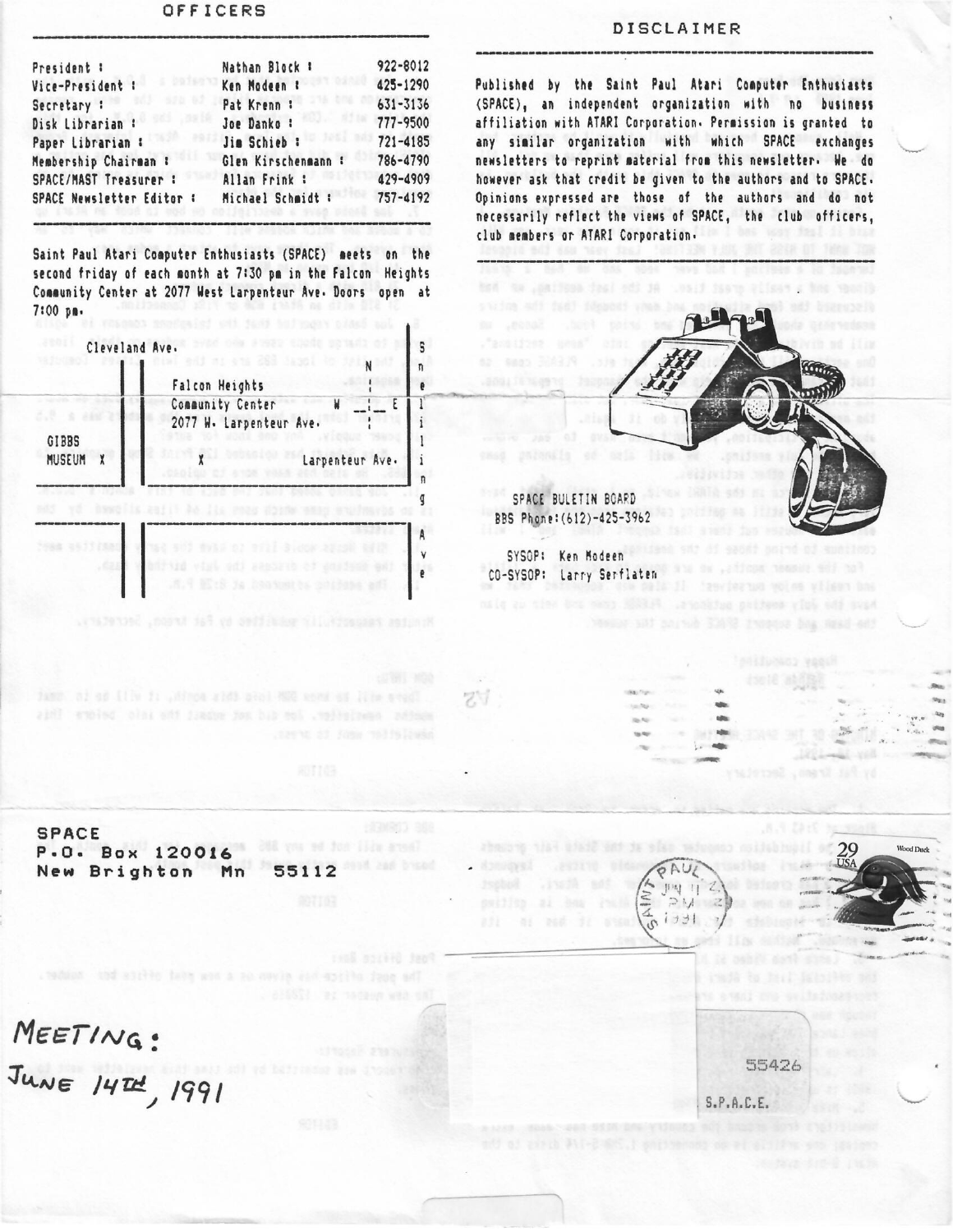## OFFICERS

| | | |
|---|---|---|
| President : | Nathan Block : | 922-8012 |
| Vice-President : | Ken Modeen : | 425-1290 |
| Secretary : | Pat Krenn : | 631-3136 |
| Disk Librarian : | Joe Danko : | 777-9500 |
| Paper Librarian : | Jim Schieb : | 721-4185 |
| Membership Chairman : | Glen Kirschenmann : | 786-4790 |
| SPACE/MAST Treasurer : | Allan Frink : | 429-4909 |
| SPACE Newsletter Editor : | Michael Schmidt : | 757-4192 |

Saint Paul Atari Computer Enthusiasts (SPACE) meets on the second friday of each month at 7:30 pm in the Falcon Heights Community Center at 2077 West Larpenteur Ave. Doors open at 7:00 pm.

Cleveland Ave.

Falcon Heights
Community Center
2077 W. Larpenteur Ave.

GIBBS MUSEUM X

X Larpenteur Ave.

Snelling Ave

N W E S

## DISCLAIMER

Published by the Saint Paul Atari Computer Enthusiasts (SPACE), an independent organization with no business affiliation with ATARI Corporation. Permission is granted to any similar organization with which SPACE exchanges newsletters to reprint material from this newsletter. We do however ask that credit be given to the authors and to SPACE. Opinions expressed are those of the authors and do not necessarily reflect the views of SPACE, the club officers, club members or ATARI Corporation.

SPACE BULETIN BOARD
BBS Phone:(612)-425-3962

SYSOP: Ken Modeen
CO-SYSOP: Larry Serflaten

SPACE
P.O. Box 120016
New Brighton Mn 55112

*MEETING:*
*JUNE 14TH, 1991*

55426

S.P.A.C.E.